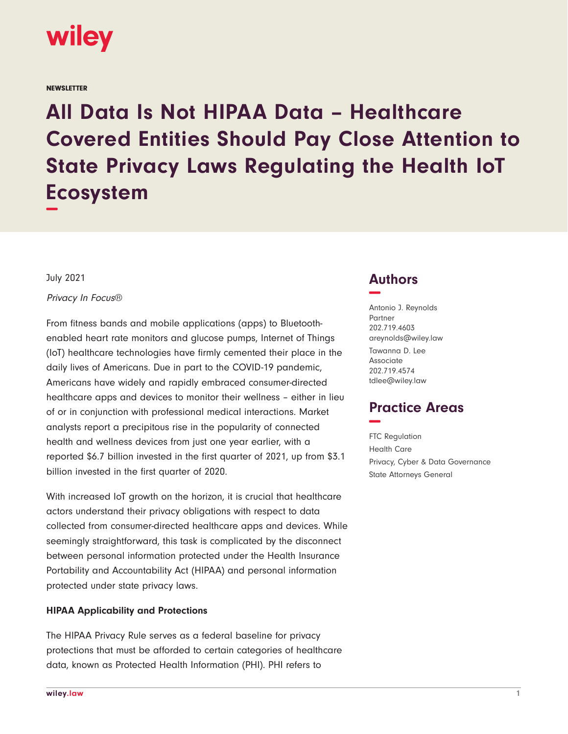NEWSLETTER

# All Data Is Not HIPAA Data – Healthcare Covered Entities Should Pay Close Attention to State Privacy Laws Regulating the Health IoT Ecosystem

July 2021

*Privacy In Focus®*

From fitness bands and mobile applications (apps) to Bluetooth-enabled heart rate monitors and glucose pumps, Internet of Things (IoT) healthcare technologies have firmly cemented their place in the daily lives of Americans. Due in part to the COVID-19 pandemic, Americans have widely and rapidly embraced consumer-directed healthcare apps and devices to monitor their wellness – either in lieu of or in conjunction with professional medical interactions. Market analysts report a precipitous rise in the popularity of connected health and wellness devices from just one year earlier, with a reported $6.7 billion invested in the first quarter of 2021, up from $3.1 billion invested in the first quarter of 2020.

With increased IoT growth on the horizon, it is crucial that healthcare actors understand their privacy obligations with respect to data collected from consumer-directed healthcare apps and devices. While seemingly straightforward, this task is complicated by the disconnect between personal information protected under the Health Insurance Portability and Accountability Act (HIPAA) and personal information protected under state privacy laws.

**HIPAA Applicability and Protections**

The HIPAA Privacy Rule serves as a federal baseline for privacy protections that must be afforded to certain categories of healthcare data, known as Protected Health Information (PHI). PHI refers to

## Authors

Antonio J. Reynolds
Partner
202.719.4603
areynolds@wiley.law

Tawanna D. Lee
Associate
202.719.4574
tdlee@wiley.law

## Practice Areas

FTC Regulation
Health Care
Privacy, Cyber & Data Governance
State Attorneys General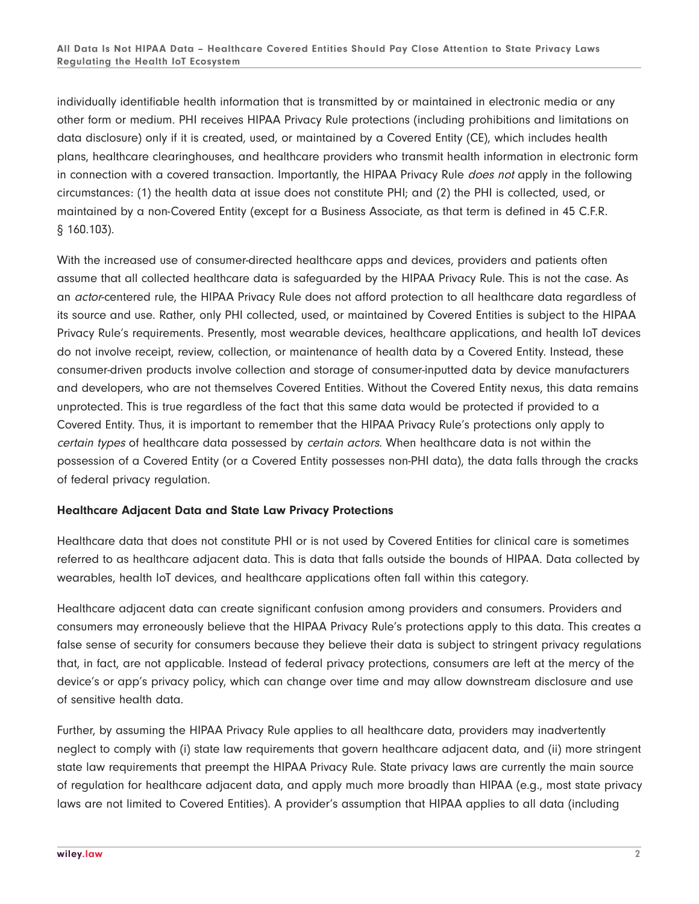individually identifiable health information that is transmitted by or maintained in electronic media or any other form or medium. PHI receives HIPAA Privacy Rule protections (including prohibitions and limitations on data disclosure) only if it is created, used, or maintained by a Covered Entity (CE), which includes health plans, healthcare clearinghouses, and healthcare providers who transmit health information in electronic form in connection with a covered transaction. Importantly, the HIPAA Privacy Rule *does not* apply in the following circumstances: (1) the health data at issue does not constitute PHI; and (2) the PHI is collected, used, or maintained by a non-Covered Entity (except for a Business Associate, as that term is defined in 45 C.F.R. § 160.103).

With the increased use of consumer-directed healthcare apps and devices, providers and patients often assume that all collected healthcare data is safeguarded by the HIPAA Privacy Rule. This is not the case. As an *actor*-centered rule, the HIPAA Privacy Rule does not afford protection to all healthcare data regardless of its source and use. Rather, only PHI collected, used, or maintained by Covered Entities is subject to the HIPAA Privacy Rule's requirements. Presently, most wearable devices, healthcare applications, and health IoT devices do not involve receipt, review, collection, or maintenance of health data by a Covered Entity. Instead, these consumer-driven products involve collection and storage of consumer-inputted data by device manufacturers and developers, who are not themselves Covered Entities. Without the Covered Entity nexus, this data remains unprotected. This is true regardless of the fact that this same data would be protected if provided to a Covered Entity. Thus, it is important to remember that the HIPAA Privacy Rule's protections only apply to *certain types* of healthcare data possessed by *certain actors*. When healthcare data is not within the possession of a Covered Entity (or a Covered Entity possesses non-PHI data), the data falls through the cracks of federal privacy regulation.

**Healthcare Adjacent Data and State Law Privacy Protections**

Healthcare data that does not constitute PHI or is not used by Covered Entities for clinical care is sometimes referred to as healthcare adjacent data. This is data that falls outside the bounds of HIPAA. Data collected by wearables, health IoT devices, and healthcare applications often fall within this category.

Healthcare adjacent data can create significant confusion among providers and consumers. Providers and consumers may erroneously believe that the HIPAA Privacy Rule's protections apply to this data. This creates a false sense of security for consumers because they believe their data is subject to stringent privacy regulations that, in fact, are not applicable. Instead of federal privacy protections, consumers are left at the mercy of the device's or app's privacy policy, which can change over time and may allow downstream disclosure and use of sensitive health data.

Further, by assuming the HIPAA Privacy Rule applies to all healthcare data, providers may inadvertently neglect to comply with (i) state law requirements that govern healthcare adjacent data, and (ii) more stringent state law requirements that preempt the HIPAA Privacy Rule. State privacy laws are currently the main source of regulation for healthcare adjacent data, and apply much more broadly than HIPAA (e.g., most state privacy laws are not limited to Covered Entities). A provider's assumption that HIPAA applies to all data (including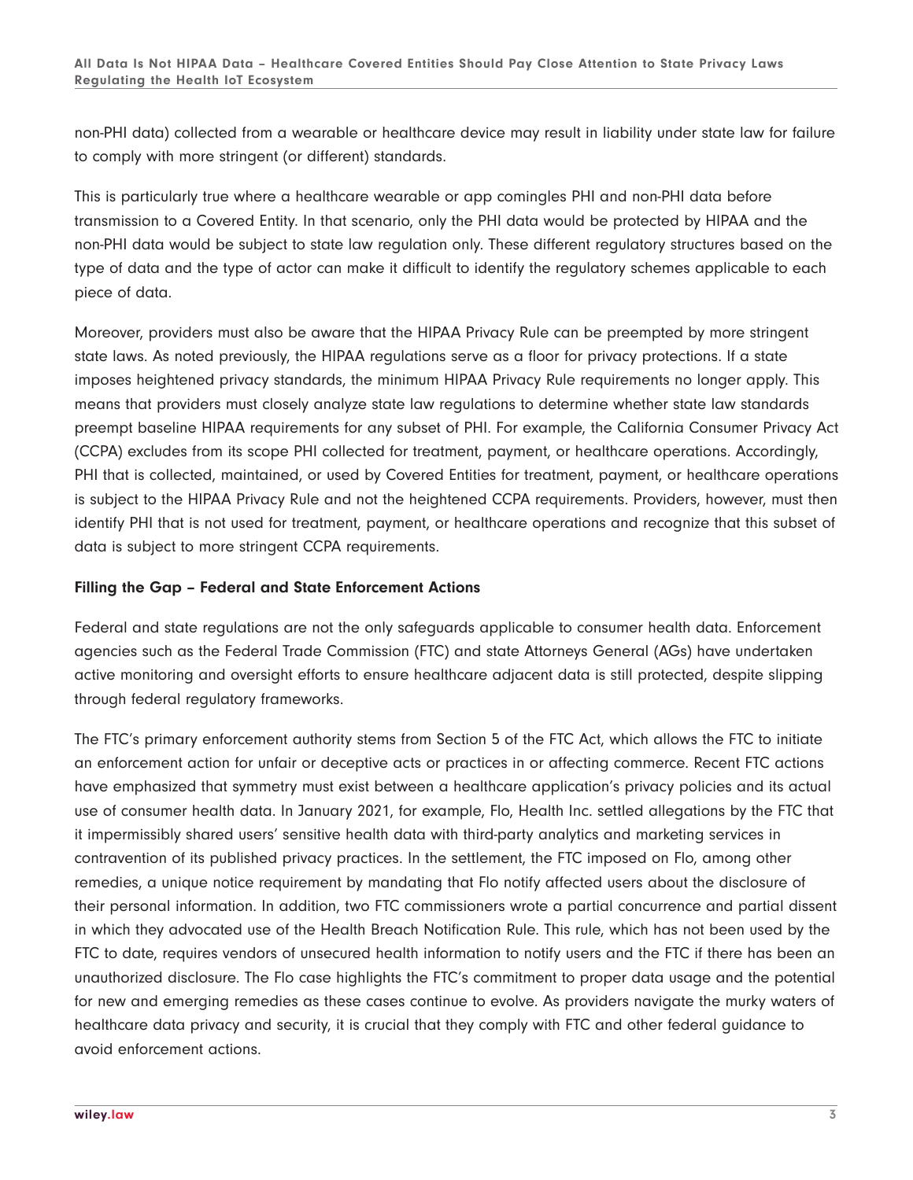non-PHI data) collected from a wearable or healthcare device may result in liability under state law for failure to comply with more stringent (or different) standards.

This is particularly true where a healthcare wearable or app comingles PHI and non-PHI data before transmission to a Covered Entity. In that scenario, only the PHI data would be protected by HIPAA and the non-PHI data would be subject to state law regulation only. These different regulatory structures based on the type of data and the type of actor can make it difficult to identify the regulatory schemes applicable to each piece of data.

Moreover, providers must also be aware that the HIPAA Privacy Rule can be preempted by more stringent state laws. As noted previously, the HIPAA regulations serve as a floor for privacy protections. If a state imposes heightened privacy standards, the minimum HIPAA Privacy Rule requirements no longer apply. This means that providers must closely analyze state law regulations to determine whether state law standards preempt baseline HIPAA requirements for any subset of PHI. For example, the California Consumer Privacy Act (CCPA) excludes from its scope PHI collected for treatment, payment, or healthcare operations. Accordingly, PHI that is collected, maintained, or used by Covered Entities for treatment, payment, or healthcare operations is subject to the HIPAA Privacy Rule and not the heightened CCPA requirements. Providers, however, must then identify PHI that is not used for treatment, payment, or healthcare operations and recognize that this subset of data is subject to more stringent CCPA requirements.

**Filling the Gap – Federal and State Enforcement Actions**

Federal and state regulations are not the only safeguards applicable to consumer health data. Enforcement agencies such as the Federal Trade Commission (FTC) and state Attorneys General (AGs) have undertaken active monitoring and oversight efforts to ensure healthcare adjacent data is still protected, despite slipping through federal regulatory frameworks.

The FTC's primary enforcement authority stems from Section 5 of the FTC Act, which allows the FTC to initiate an enforcement action for unfair or deceptive acts or practices in or affecting commerce. Recent FTC actions have emphasized that symmetry must exist between a healthcare application's privacy policies and its actual use of consumer health data. In January 2021, for example, Flo, Health Inc. settled allegations by the FTC that it impermissibly shared users' sensitive health data with third-party analytics and marketing services in contravention of its published privacy practices. In the settlement, the FTC imposed on Flo, among other remedies, a unique notice requirement by mandating that Flo notify affected users about the disclosure of their personal information. In addition, two FTC commissioners wrote a partial concurrence and partial dissent in which they advocated use of the Health Breach Notification Rule. This rule, which has not been used by the FTC to date, requires vendors of unsecured health information to notify users and the FTC if there has been an unauthorized disclosure. The Flo case highlights the FTC's commitment to proper data usage and the potential for new and emerging remedies as these cases continue to evolve. As providers navigate the murky waters of healthcare data privacy and security, it is crucial that they comply with FTC and other federal guidance to avoid enforcement actions.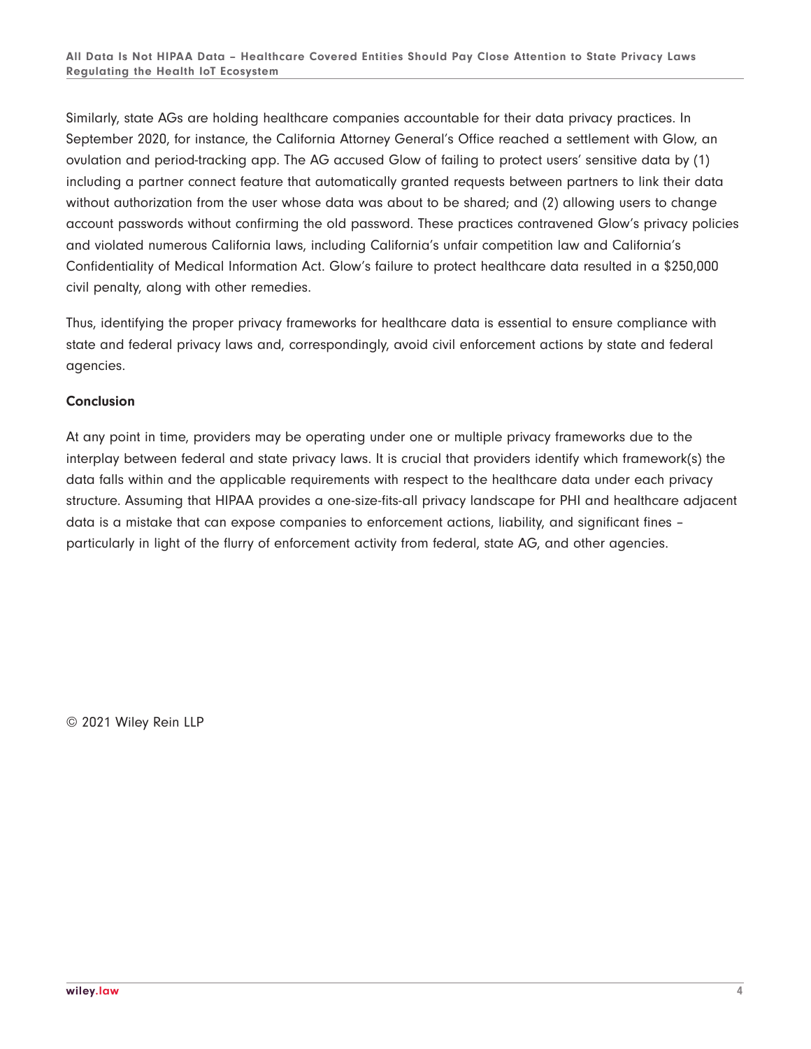Similarly, state AGs are holding healthcare companies accountable for their data privacy practices. In September 2020, for instance, the California Attorney General's Office reached a settlement with Glow, an ovulation and period-tracking app. The AG accused Glow of failing to protect users' sensitive data by (1) including a partner connect feature that automatically granted requests between partners to link their data without authorization from the user whose data was about to be shared; and (2) allowing users to change account passwords without confirming the old password. These practices contravened Glow's privacy policies and violated numerous California laws, including California's unfair competition law and California's Confidentiality of Medical Information Act. Glow's failure to protect healthcare data resulted in a $250,000 civil penalty, along with other remedies.

Thus, identifying the proper privacy frameworks for healthcare data is essential to ensure compliance with state and federal privacy laws and, correspondingly, avoid civil enforcement actions by state and federal agencies.

**Conclusion**

At any point in time, providers may be operating under one or multiple privacy frameworks due to the interplay between federal and state privacy laws. It is crucial that providers identify which framework(s) the data falls within and the applicable requirements with respect to the healthcare data under each privacy structure. Assuming that HIPAA provides a one-size-fits-all privacy landscape for PHI and healthcare adjacent data is a mistake that can expose companies to enforcement actions, liability, and significant fines – particularly in light of the flurry of enforcement activity from federal, state AG, and other agencies.

© 2021 Wiley Rein LLP